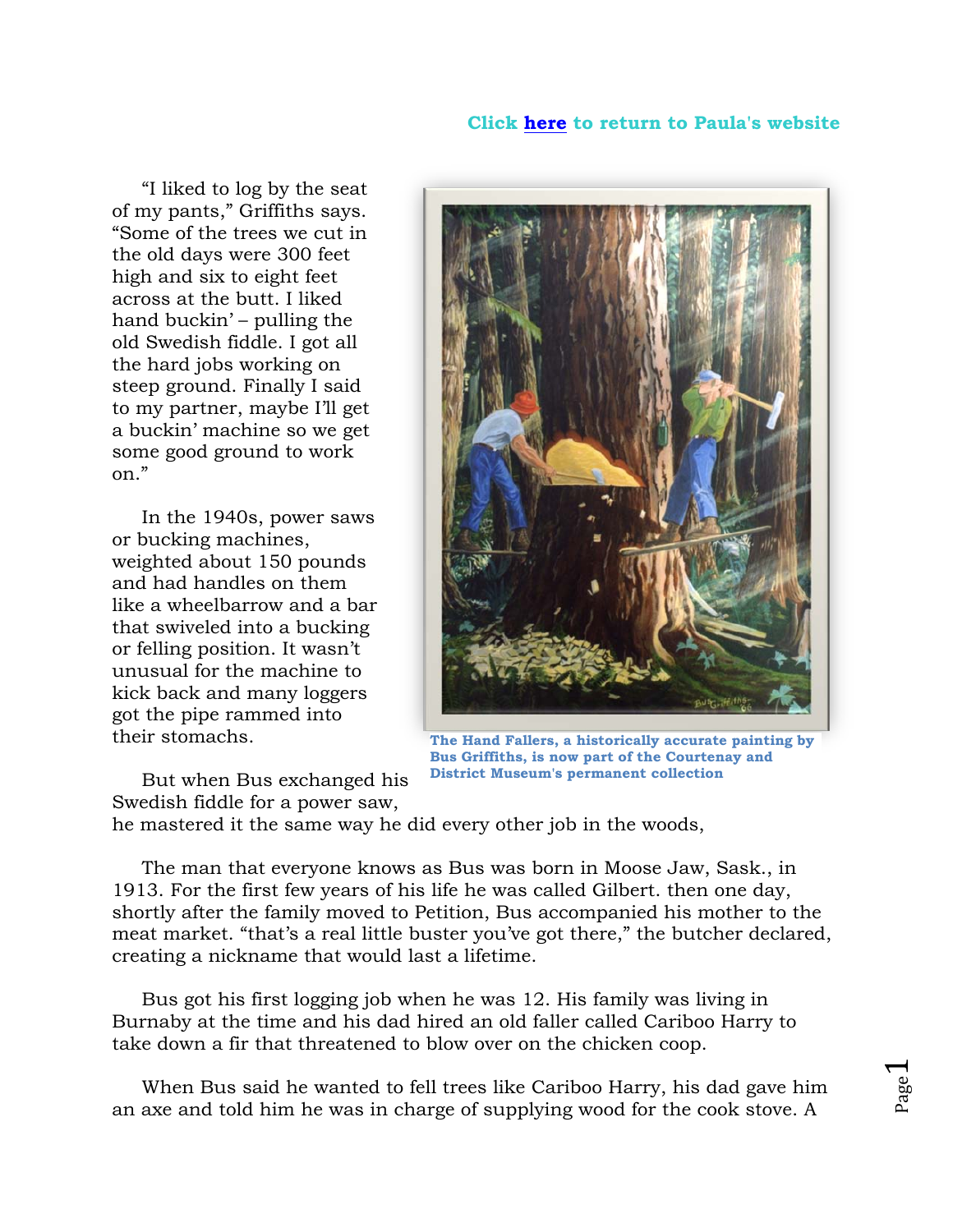**Click here to return to Paula's website**

"I liked to log by the seat of my pants," Griffiths says. "Some of the trees we cut in the old days were 300 feet high and six to eight feet across at the butt. I liked hand buckin' – pulling the old Swedish fiddle. I got all the hard jobs working on steep ground. Finally I said to my partner, maybe I'll get a buckin' machine so we get some good ground to work on."

In the 1940s, power saws or bucking machines, weighted about 150 pounds and had handles on them like a wheelbarrow and a bar that swiveled into a bucking or felling position. It wasn't unusual for the machine to kick back and many loggers got the pipe rammed into their stomachs.

**The Hand Fallers, a historically accurate painting by Bus Griffiths, is now part of the Courtenay and District Museum's permanent collection**

But when Bus exchanged his Swedish fiddle for a power saw, he mastered it the same way he did every other job in the woods,

The man that everyone knows as Bus was born in Moose Jaw, Sask., in 1913. For the first few years of his life he was called Gilbert. then one day, shortly after the family moved to Petition, Bus accompanied his mother to the meat market. "that's a real little buster you've got there," the butcher declared, creating a nickname that would last a lifetime.

Bus got his first logging job when he was 12. His family was living in Burnaby at the time and his dad hired an old faller called Cariboo Harry to take down a fir that threatened to blow over on the chicken coop.

When Bus said he wanted to fell trees like Cariboo Harry, his dad gave him an axe and told him he was in charge of supplying wood for the cook stove. A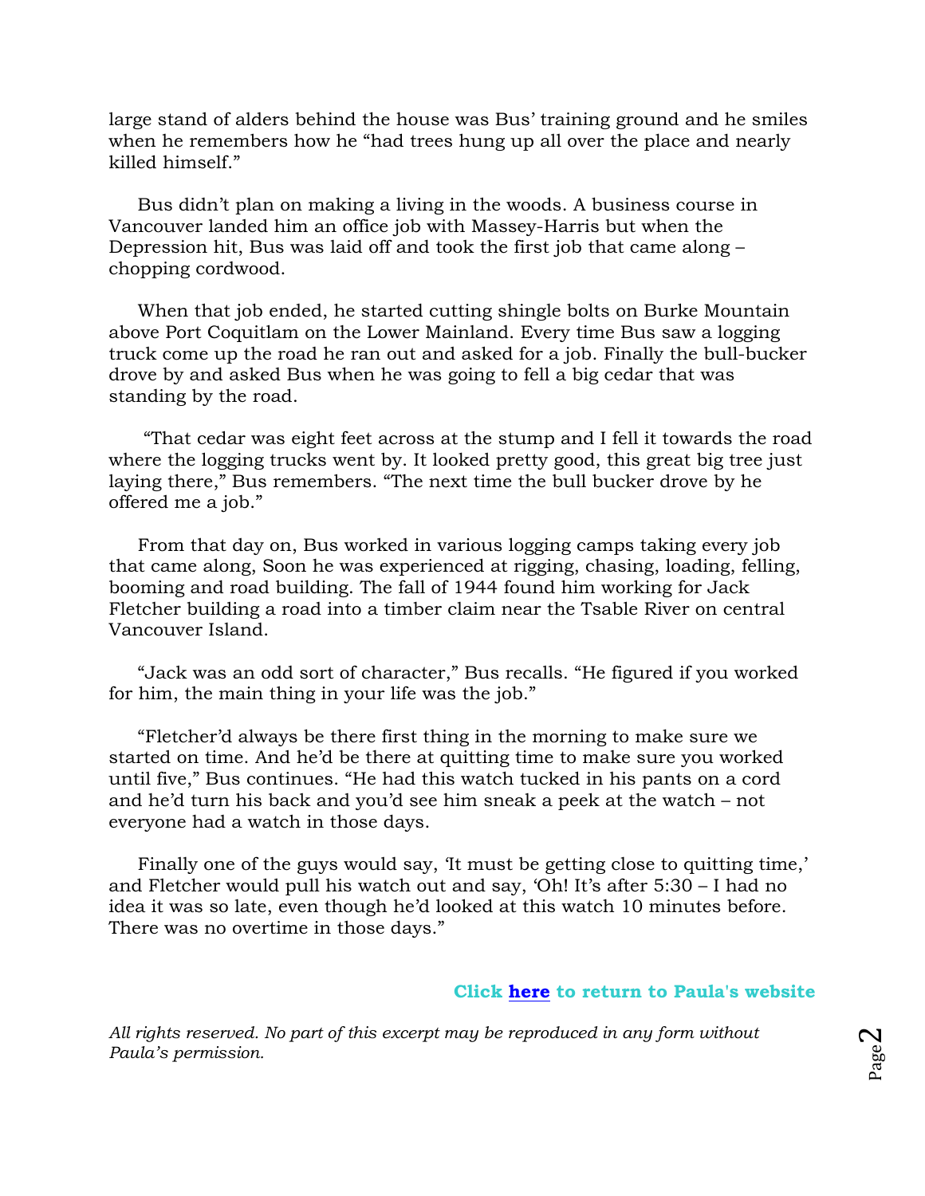large stand of alders behind the house was Bus' training ground and he smiles when he remembers how he "had trees hung up all over the place and nearly killed himself."

Bus didn't plan on making a living in the woods. A business course in Vancouver landed him an office job with Massey-Harris but when the Depression hit, Bus was laid off and took the first job that came along – chopping cordwood.

When that job ended, he started cutting shingle bolts on Burke Mountain above Port Coquitlam on the Lower Mainland. Every time Bus saw a logging truck come up the road he ran out and asked for a job. Finally the bull-bucker drove by and asked Bus when he was going to fell a big cedar that was standing by the road.

"That cedar was eight feet across at the stump and I fell it towards the road where the logging trucks went by. It looked pretty good, this great big tree just laying there," Bus remembers. "The next time the bull bucker drove by he offered me a job."

From that day on, Bus worked in various logging camps taking every job that came along, Soon he was experienced at rigging, chasing, loading, felling, booming and road building. The fall of 1944 found him working for Jack Fletcher building a road into a timber claim near the Tsable River on central Vancouver Island.

"Jack was an odd sort of character," Bus recalls. "He figured if you worked for him, the main thing in your life was the job."

"Fletcher'd always be there first thing in the morning to make sure we started on time. And he'd be there at quitting time to make sure you worked until five," Bus continues. "He had this watch tucked in his pants on a cord and he'd turn his back and you'd see him sneak a peek at the watch – not everyone had a watch in those days.

Finally one of the guys would say, 'It must be getting close to quitting time,' and Fletcher would pull his watch out and say, 'Oh! It's after 5:30 – I had no idea it was so late, even though he'd looked at this watch 10 minutes before. There was no overtime in those days."

**Click here to return to Paula's website**

*All rights reserved. No part of this excerpt may be reproduced in any form without Paula's permission.*